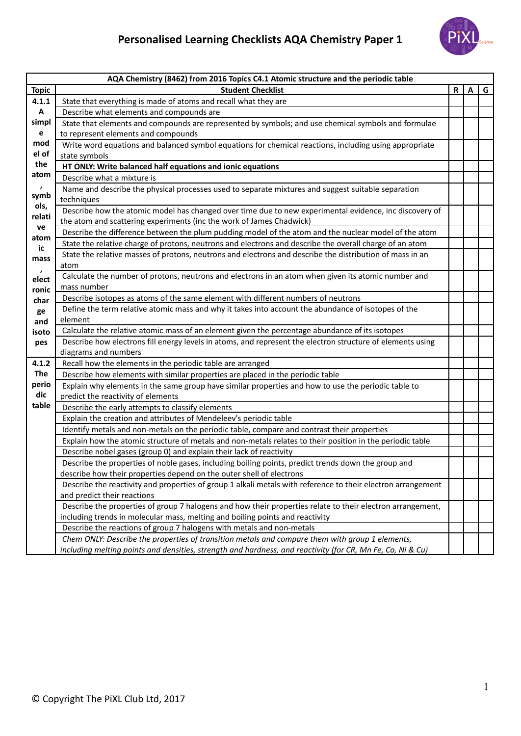# Personalised Learning Checklists AQA Chemistry Paper 1

| AQA Chemistry (8462) from 2016 Topics C4.1 Atomic structure and the periodic table | | | | |
|---|---|---|---|---|
| **Topic** | **Student Checklist** | **R** | **A** | **G** |
| **4.1.1 A simple model of the atom, symbols, relative atomic mass, electronic charge and isotopes** | State that everything is made of atoms and recall what they are | | | |
| | Describe what elements and compounds are | | | |
| | State that elements and compounds are represented by symbols; and use chemical symbols and formulae to represent elements and compounds | | | |
| | Write word equations and balanced symbol equations for chemical reactions, including using appropriate state symbols | | | |
| | **HT ONLY: Write balanced half equations and ionic equations** | | | |
| | Describe what a mixture is | | | |
| | Name and describe the physical processes used to separate mixtures and suggest suitable separation techniques | | | |
| | Describe how the atomic model has changed over time due to new experimental evidence, inc discovery of the atom and scattering experiments (inc the work of James Chadwick) | | | |
| | Describe the difference between the plum pudding model of the atom and the nuclear model of the atom | | | |
| | State the relative charge of protons, neutrons and electrons and describe the overall charge of an atom | | | |
| | State the relative masses of protons, neutrons and electrons and describe the distribution of mass in an atom | | | |
| | Calculate the number of protons, neutrons and electrons in an atom when given its atomic number and mass number | | | |
| | Describe isotopes as atoms of the same element with different numbers of neutrons | | | |
| | Define the term relative atomic mass and why it takes into account the abundance of isotopes of the element | | | |
| | Calculate the relative atomic mass of an element given the percentage abundance of its isotopes | | | |
| | Describe how electrons fill energy levels in atoms, and represent the electron structure of elements using diagrams and numbers | | | |
| **4.1.2 The periodic table** | Recall how the elements in the periodic table are arranged | | | |
| | Describe how elements with similar properties are placed in the periodic table | | | |
| | Explain why elements in the same group have similar properties and how to use the periodic table to predict the reactivity of elements | | | |
| | Describe the early attempts to classify elements | | | |
| | Explain the creation and attributes of Mendeleev's periodic table | | | |
| | Identify metals and non-metals on the periodic table, compare and contrast their properties | | | |
| | Explain how the atomic structure of metals and non-metals relates to their position in the periodic table | | | |
| | Describe nobel gases (group 0) and explain their lack of reactivity | | | |
| | Describe the properties of noble gases, including boiling points, predict trends down the group and describe how their properties depend on the outer shell of electrons | | | |
| | Describe the reactivity and properties of group 1 alkali metals with reference to their electron arrangement and predict their reactions | | | |
| | Describe the properties of group 7 halogens and how their properties relate to their electron arrangement, including trends in molecular mass, melting and boiling points and reactivity | | | |
| | Describe the reactions of group 7 halogens with metals and non-metals | | | |
| | *Chem ONLY: Describe the properties of transition metals and compare them with group 1 elements, including melting points and densities, strength and hardness, and reactivity (for CR, Mn Fe, Co, Ni & Cu)* | | | |

© Copyright The PiXL Club Ltd, 2017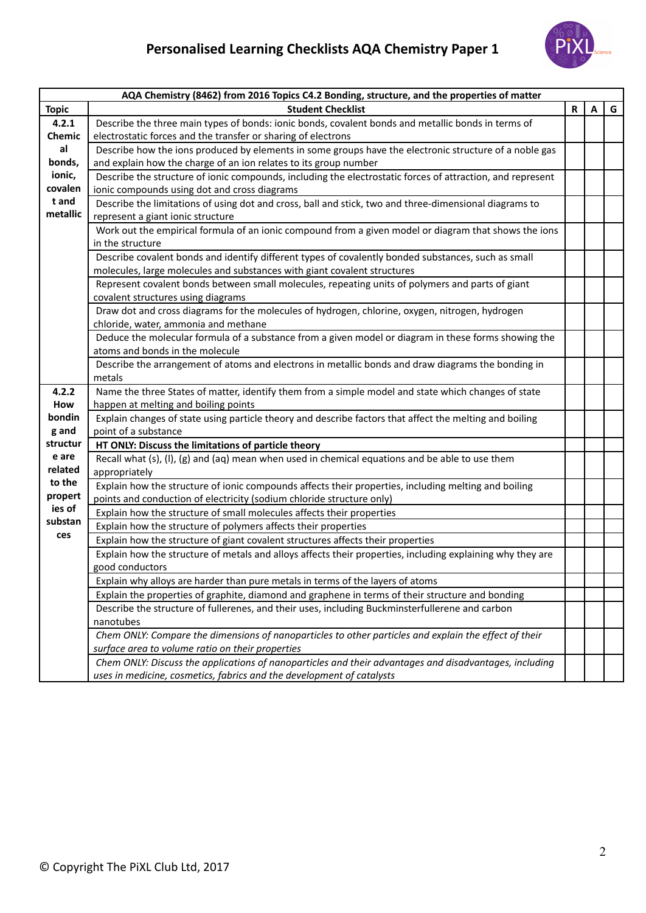# Personalised Learning Checklists AQA Chemistry Paper 1

| AQA Chemistry (8462) from 2016 Topics C4.2 Bonding, structure, and the properties of matter | | | | |
|---|---|---|---|---|
| **Topic** | **Student Checklist** | **R** | **A** | **G** |
| **4.2.1 Chemical bonds, ionic, covalent and metallic** | Describe the three main types of bonds: ionic bonds, covalent bonds and metallic bonds in terms of electrostatic forces and the transfer or sharing of electrons | | | |
| | Describe how the ions produced by elements in some groups have the electronic structure of a noble gas and explain how the charge of an ion relates to its group number | | | |
| | Describe the structure of ionic compounds, including the electrostatic forces of attraction, and represent ionic compounds using dot and cross diagrams | | | |
| | Describe the limitations of using dot and cross, ball and stick, two and three-dimensional diagrams to represent a giant ionic structure | | | |
| | Work out the empirical formula of an ionic compound from a given model or diagram that shows the ions in the structure | | | |
| | Describe covalent bonds and identify different types of covalently bonded substances, such as small molecules, large molecules and substances with giant covalent structures | | | |
| | Represent covalent bonds between small molecules, repeating units of polymers and parts of giant covalent structures using diagrams | | | |
| | Draw dot and cross diagrams for the molecules of hydrogen, chlorine, oxygen, nitrogen, hydrogen chloride, water, ammonia and methane | | | |
| | Deduce the molecular formula of a substance from a given model or diagram in these forms showing the atoms and bonds in the molecule | | | |
| | Describe the arrangement of atoms and electrons in metallic bonds and draw diagrams the bonding in metals | | | |
| **4.2.2 How bonding and structure are related to the properties of substances** | Name the three States of matter, identify them from a simple model and state which changes of state happen at melting and boiling points | | | |
| | Explain changes of state using particle theory and describe factors that affect the melting and boiling point of a substance | | | |
| | **HT ONLY: Discuss the limitations of particle theory** | | | |
| | Recall what (s), (l), (g) and (aq) mean when used in chemical equations and be able to use them appropriately | | | |
| | Explain how the structure of ionic compounds affects their properties, including melting and boiling points and conduction of electricity (sodium chloride structure only) | | | |
| | Explain how the structure of small molecules affects their properties | | | |
| | Explain how the structure of polymers affects their properties | | | |
| | Explain how the structure of giant covalent structures affects their properties | | | |
| | Explain how the structure of metals and alloys affects their properties, including explaining why they are good conductors | | | |
| | Explain why alloys are harder than pure metals in terms of the layers of atoms | | | |
| | Explain the properties of graphite, diamond and graphene in terms of their structure and bonding | | | |
| | Describe the structure of fullerenes, and their uses, including Buckminsterfullerene and carbon nanotubes | | | |
| | *Chem ONLY: Compare the dimensions of nanoparticles to other particles and explain the effect of their surface area to volume ratio on their properties* | | | |
| | *Chem ONLY: Discuss the applications of nanoparticles and their advantages and disadvantages, including uses in medicine, cosmetics, fabrics and the development of catalysts* | | | |

© Copyright The PiXL Club Ltd, 2017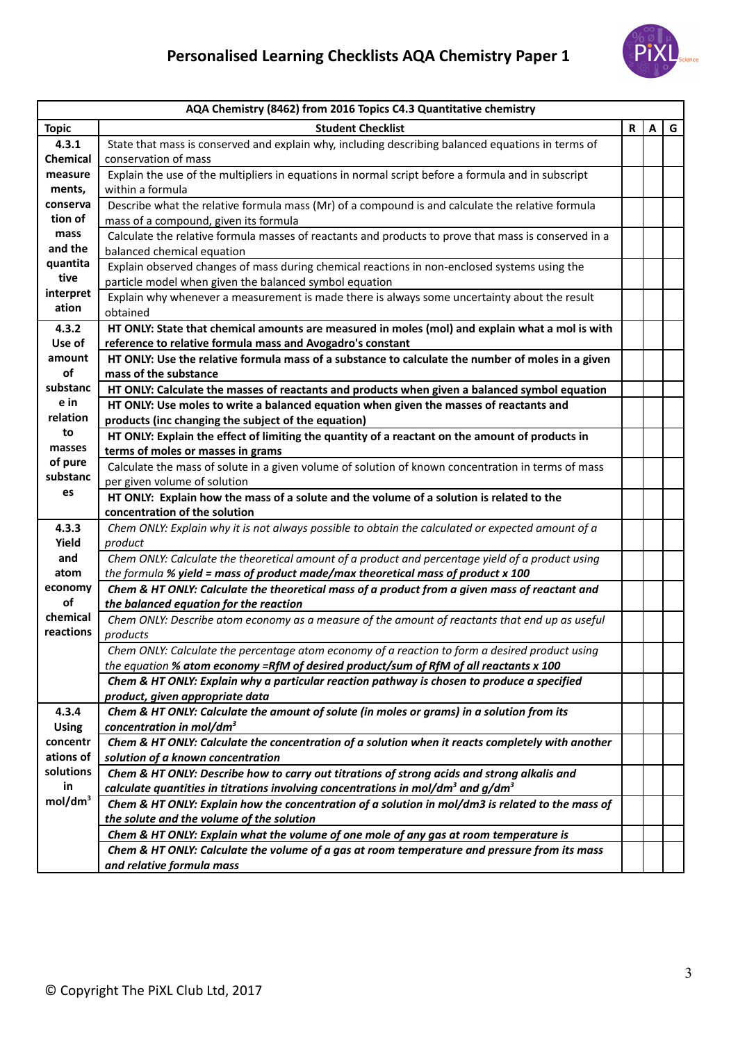# Personalised Learning Checklists AQA Chemistry Paper 1

| AQA Chemistry (8462) from 2016 Topics C4.3 Quantitative chemistry | | | | |
|---|---|---|---|---|
| **Topic** | **Student Checklist** | **R** | **A** | **G** |
| **4.3.1 Chemical measurements, conservation of mass and the quantitative interpretation** | State that mass is conserved and explain why, including describing balanced equations in terms of conservation of mass | | | |
| | Explain the use of the multipliers in equations in normal script before a formula and in subscript within a formula | | | |
| | Describe what the relative formula mass (Mr) of a compound is and calculate the relative formula mass of a compound, given its formula | | | |
| | Calculate the relative formula masses of reactants and products to prove that mass is conserved in a balanced chemical equation | | | |
| | Explain observed changes of mass during chemical reactions in non-enclosed systems using the particle model when given the balanced symbol equation | | | |
| | Explain why whenever a measurement is made there is always some uncertainty about the result obtained | | | |
| **4.3.2 Use of amount of substance in relation to masses of pure substances** | **HT ONLY: State that chemical amounts are measured in moles (mol) and explain what a mol is with reference to relative formula mass and Avogadro's constant** | | | |
| | **HT ONLY: Use the relative formula mass of a substance to calculate the number of moles in a given mass of the substance** | | | |
| | **HT ONLY: Calculate the masses of reactants and products when given a balanced symbol equation** | | | |
| | **HT ONLY: Use moles to write a balanced equation when given the masses of reactants and products (inc changing the subject of the equation)** | | | |
| | **HT ONLY: Explain the effect of limiting the quantity of a reactant on the amount of products in terms of moles or masses in grams** | | | |
| | Calculate the mass of solute in a given volume of solution of known concentration in terms of mass per given volume of solution | | | |
| | **HT ONLY: Explain how the mass of a solute and the volume of a solution is related to the concentration of the solution** | | | |
| **4.3.3 Yield and atom economy of chemical reactions** | *Chem ONLY: Explain why it is not always possible to obtain the calculated or expected amount of a product* | | | |
| | *Chem ONLY: Calculate the theoretical amount of a product and percentage yield of a product using the formula* ***% yield = mass of product made/max theoretical mass of product x 100*** | | | |
| | ***Chem & HT ONLY: Calculate the theoretical mass of a product from a given mass of reactant and the balanced equation for the reaction*** | | | |
| | *Chem ONLY: Describe atom economy as a measure of the amount of reactants that end up as useful products* | | | |
| | *Chem ONLY: Calculate the percentage atom economy of a reaction to form a desired product using the equation* ***% atom economy =RfM of desired product/sum of RfM of all reactants x 100*** | | | |
| | ***Chem & HT ONLY: Explain why a particular reaction pathway is chosen to produce a specified product, given appropriate data*** | | | |
| **4.3.4 Using concentrations of solutions in mol/dm$^3$** | ***Chem & HT ONLY: Calculate the amount of solute (in moles or grams) in a solution from its concentration in mol/dm$^3$*** | | | |
| | ***Chem & HT ONLY: Calculate the concentration of a solution when it reacts completely with another solution of a known concentration*** | | | |
| | ***Chem & HT ONLY: Describe how to carry out titrations of strong acids and strong alkalis and calculate quantities in titrations involving concentrations in mol/dm$^3$ and g/dm$^3$*** | | | |
| | ***Chem & HT ONLY: Explain how the concentration of a solution in mol/dm3 is related to the mass of the solute and the volume of the solution*** | | | |
| | ***Chem & HT ONLY: Explain what the volume of one mole of any gas at room temperature is*** | | | |
| | ***Chem & HT ONLY: Calculate the volume of a gas at room temperature and pressure from its mass and relative formula mass*** | | | |

© Copyright The PiXL Club Ltd, 2017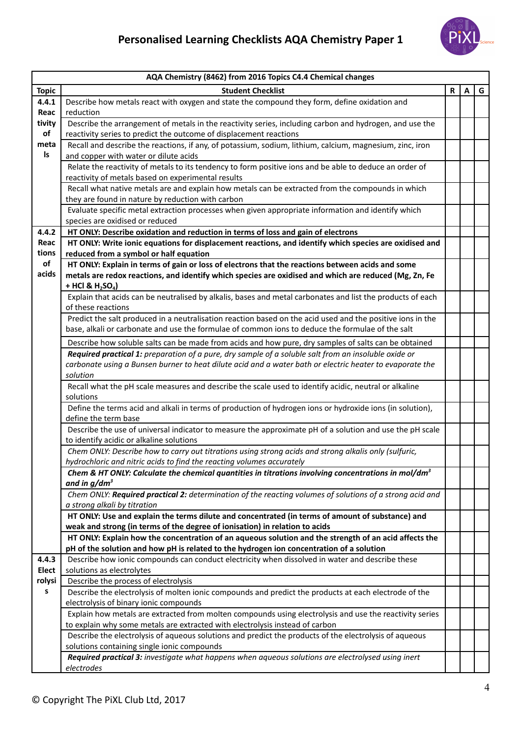# Personalised Learning Checklists AQA Chemistry Paper 1

| AQA Chemistry (8462) from 2016 Topics C4.4 Chemical changes | | | | |
|---|---|---|---|---|
| **Topic** | **Student Checklist** | **R** | **A** | **G** |
| **4.4.1 Reactivity of metals** | Describe how metals react with oxygen and state the compound they form, define oxidation and reduction | | | |
| | Describe the arrangement of metals in the reactivity series, including carbon and hydrogen, and use the reactivity series to predict the outcome of displacement reactions | | | |
| | Recall and describe the reactions, if any, of potassium, sodium, lithium, calcium, magnesium, zinc, iron and copper with water or dilute acids | | | |
| | Relate the reactivity of metals to its tendency to form positive ions and be able to deduce an order of reactivity of metals based on experimental results | | | |
| | Recall what native metals are and explain how metals can be extracted from the compounds in which they are found in nature by reduction with carbon | | | |
| | Evaluate specific metal extraction processes when given appropriate information and identify which species are oxidised or reduced | | | |
| **4.4.2 Reactions of acids** | **HT ONLY: Describe oxidation and reduction in terms of loss and gain of electrons** | | | |
| | **HT ONLY: Write ionic equations for displacement reactions, and identify which species are oxidised and reduced from a symbol or half equation** | | | |
| | **HT ONLY: Explain in terms of gain or loss of electrons that the reactions between acids and some metals are redox reactions, and identify which species are oxidised and which are reduced (Mg, Zn, Fe + HCl & $H_2SO_4$)** | | | |
| | Explain that acids can be neutralised by alkalis, bases and metal carbonates and list the products of each of these reactions | | | |
| | Predict the salt produced in a neutralisation reaction based on the acid used and the positive ions in the base, alkali or carbonate and use the formulae of common ions to deduce the formulae of the salt | | | |
| | Describe how soluble salts can be made from acids and how pure, dry samples of salts can be obtained | | | |
| | ***Required practical 1:*** *preparation of a pure, dry sample of a soluble salt from an insoluble oxide or carbonate using a Bunsen burner to heat dilute acid and a water bath or electric heater to evaporate the solution* | | | |
| | Recall what the pH scale measures and describe the scale used to identify acidic, neutral or alkaline solutions | | | |
| | Define the terms acid and alkali in terms of production of hydrogen ions or hydroxide ions (in solution), define the term base | | | |
| | Describe the use of universal indicator to measure the approximate pH of a solution and use the pH scale to identify acidic or alkaline solutions | | | |
| | *Chem ONLY: Describe how to carry out titrations using strong acids and strong alkalis only (sulfuric, hydrochloric and nitric acids to find the reacting volumes accurately* | | | |
| | ***Chem & HT ONLY: Calculate the chemical quantities in titrations involving concentrations in mol/dm$^3$ and in g/dm$^3$*** | | | |
| | *Chem ONLY:* ***Required practical 2:*** *determination of the reacting volumes of solutions of a strong acid and a strong alkali by titration* | | | |
| | **HT ONLY: Use and explain the terms dilute and concentrated (in terms of amount of substance) and weak and strong (in terms of the degree of ionisation) in relation to acids** | | | |
| | **HT ONLY: Explain how the concentration of an aqueous solution and the strength of an acid affects the pH of the solution and how pH is related to the hydrogen ion concentration of a solution** | | | |
| **4.4.3 Electrolysis** | Describe how ionic compounds can conduct electricity when dissolved in water and describe these solutions as electrolytes | | | |
| | Describe the process of electrolysis | | | |
| | Describe the electrolysis of molten ionic compounds and predict the products at each electrode of the electrolysis of binary ionic compounds | | | |
| | Explain how metals are extracted from molten compounds using electrolysis and use the reactivity series to explain why some metals are extracted with electrolysis instead of carbon | | | |
| | Describe the electrolysis of aqueous solutions and predict the products of the electrolysis of aqueous solutions containing single ionic compounds | | | |
| | ***Required practical 3:*** *investigate what happens when aqueous solutions are electrolysed using inert electrodes* | | | |

© Copyright The PiXL Club Ltd, 2017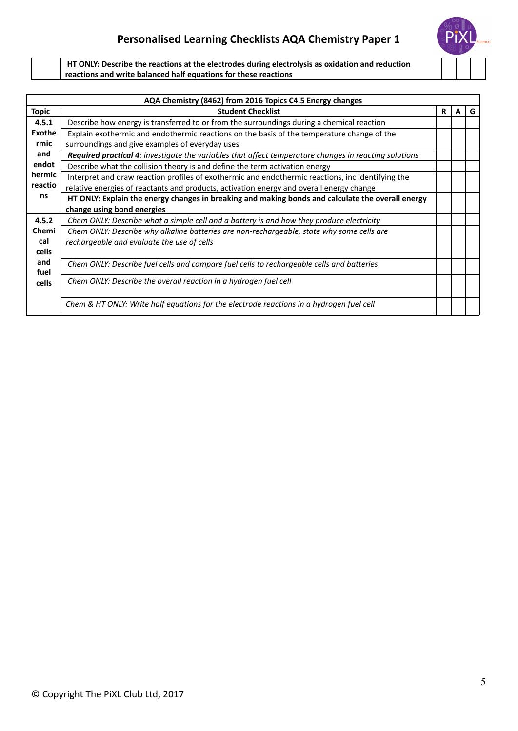| | | | | |
|---|---|---|---|---|
| | **HT ONLY: Describe the reactions at the electrodes during electrolysis as oxidation and reduction reactions and write balanced half equations for these reactions** | | | |

| AQA Chemistry (8462) from 2016 Topics C4.5 Energy changes | | | | |
|---|---|---|---|---|
| **Topic** | **Student Checklist** | **R** | **A** | **G** |
| **4.5.1 Exothermic and endothermic reactions** | Describe how energy is transferred to or from the surroundings during a chemical reaction | | | |
| | Explain exothermic and endothermic reactions on the basis of the temperature change of the surroundings and give examples of everyday uses | | | |
| | ***Required practical 4****: investigate the variables that affect temperature changes in reacting solutions* | | | |
| | Describe what the collision theory is and define the term activation energy | | | |
| | Interpret and draw reaction profiles of exothermic and endothermic reactions, inc identifying the relative energies of reactants and products, activation energy and overall energy change | | | |
| | **HT ONLY: Explain the energy changes in breaking and making bonds and calculate the overall energy change using bond energies** | | | |
| **4.5.2 Chemical cells and fuel cells** | *Chem ONLY: Describe what a simple cell and a battery is and how they produce electricity* | | | |
| | *Chem ONLY: Describe why alkaline batteries are non-rechargeable, state why some cells are rechargeable and evaluate the use of cells* | | | |
| | *Chem ONLY: Describe fuel cells and compare fuel cells to rechargeable cells and batteries* | | | |
| | *Chem ONLY: Describe the overall reaction in a hydrogen fuel cell* | | | |
| | *Chem & HT ONLY: Write half equations for the electrode reactions in a hydrogen fuel cell* | | | |

© Copyright The PiXL Club Ltd, 2017